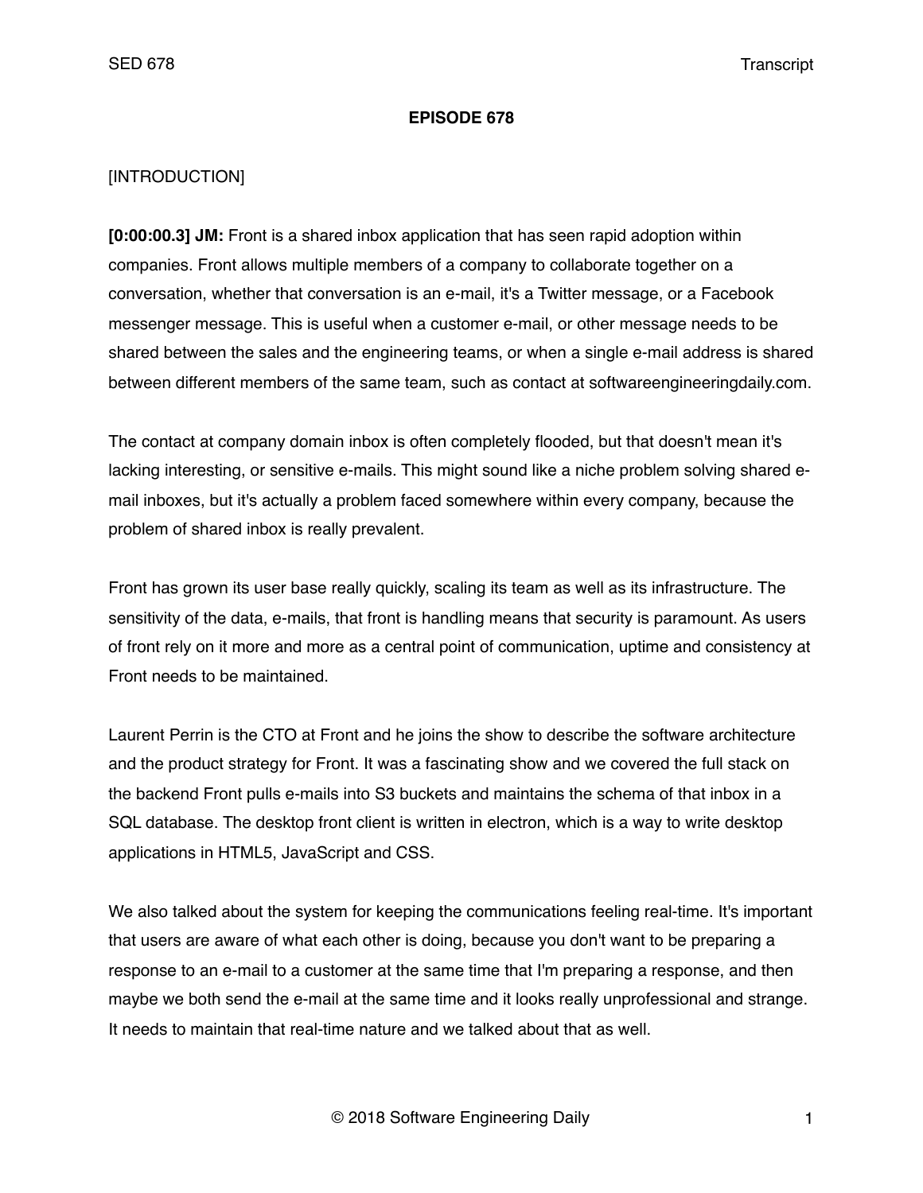**EPISODE 678**

[INTRODUCTION]

**[0:00:00.3] JM:** Front is a shared inbox application that has seen rapid adoption within companies. Front allows multiple members of a company to collaborate together on a conversation, whether that conversation is an e-mail, it's a Twitter message, or a Facebook messenger message. This is useful when a customer e-mail, or other message needs to be shared between the sales and the engineering teams, or when a single e-mail address is shared between different members of the same team, such as contact at softwareengineeringdaily.com.

The contact at company domain inbox is often completely flooded, but that doesn't mean it's lacking interesting, or sensitive e-mails. This might sound like a niche problem solving shared e-mail inboxes, but it's actually a problem faced somewhere within every company, because the problem of shared inbox is really prevalent.

Front has grown its user base really quickly, scaling its team as well as its infrastructure. The sensitivity of the data, e-mails, that front is handling means that security is paramount. As users of front rely on it more and more as a central point of communication, uptime and consistency at Front needs to be maintained.

Laurent Perrin is the CTO at Front and he joins the show to describe the software architecture and the product strategy for Front. It was a fascinating show and we covered the full stack on the backend Front pulls e-mails into S3 buckets and maintains the schema of that inbox in a SQL database. The desktop front client is written in electron, which is a way to write desktop applications in HTML5, JavaScript and CSS.

We also talked about the system for keeping the communications feeling real-time. It's important that users are aware of what each other is doing, because you don't want to be preparing a response to an e-mail to a customer at the same time that I'm preparing a response, and then maybe we both send the e-mail at the same time and it looks really unprofessional and strange. It needs to maintain that real-time nature and we talked about that as well.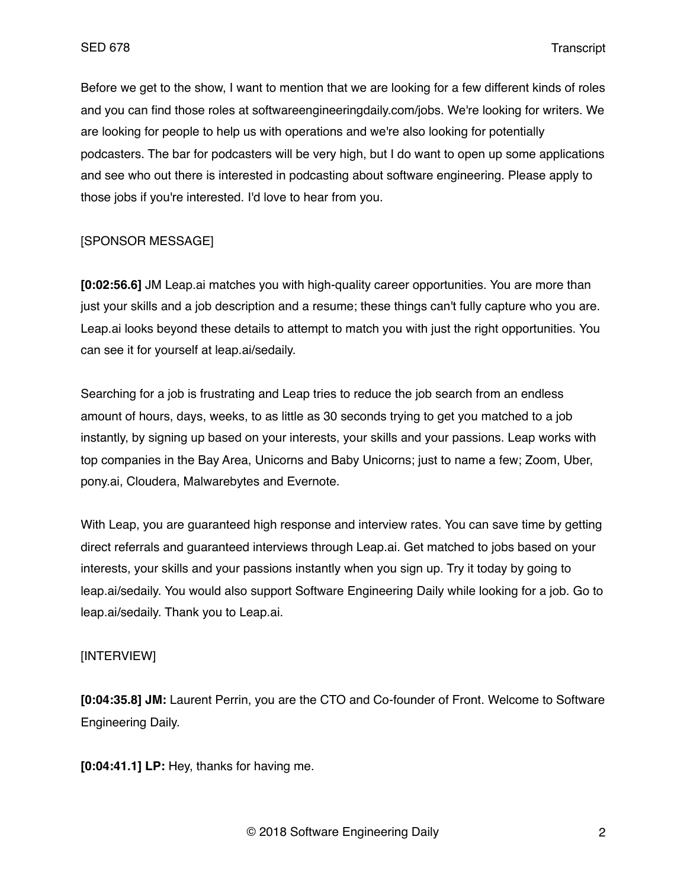Before we get to the show, I want to mention that we are looking for a few different kinds of roles and you can find those roles at softwareengineeringdaily.com/jobs. We're looking for writers. We are looking for people to help us with operations and we're also looking for potentially podcasters. The bar for podcasters will be very high, but I do want to open up some applications and see who out there is interested in podcasting about software engineering. Please apply to those jobs if you're interested. I'd love to hear from you.

[SPONSOR MESSAGE]

**[0:02:56.6]** JM Leap.ai matches you with high-quality career opportunities. You are more than just your skills and a job description and a resume; these things can't fully capture who you are. Leap.ai looks beyond these details to attempt to match you with just the right opportunities. You can see it for yourself at leap.ai/sedaily.

Searching for a job is frustrating and Leap tries to reduce the job search from an endless amount of hours, days, weeks, to as little as 30 seconds trying to get you matched to a job instantly, by signing up based on your interests, your skills and your passions. Leap works with top companies in the Bay Area, Unicorns and Baby Unicorns; just to name a few; Zoom, Uber, pony.ai, Cloudera, Malwarebytes and Evernote.

With Leap, you are guaranteed high response and interview rates. You can save time by getting direct referrals and guaranteed interviews through Leap.ai. Get matched to jobs based on your interests, your skills and your passions instantly when you sign up. Try it today by going to leap.ai/sedaily. You would also support Software Engineering Daily while looking for a job. Go to leap.ai/sedaily. Thank you to Leap.ai.

[INTERVIEW]

**[0:04:35.8] JM:** Laurent Perrin, you are the CTO and Co-founder of Front. Welcome to Software Engineering Daily.

**[0:04:41.1] LP:** Hey, thanks for having me.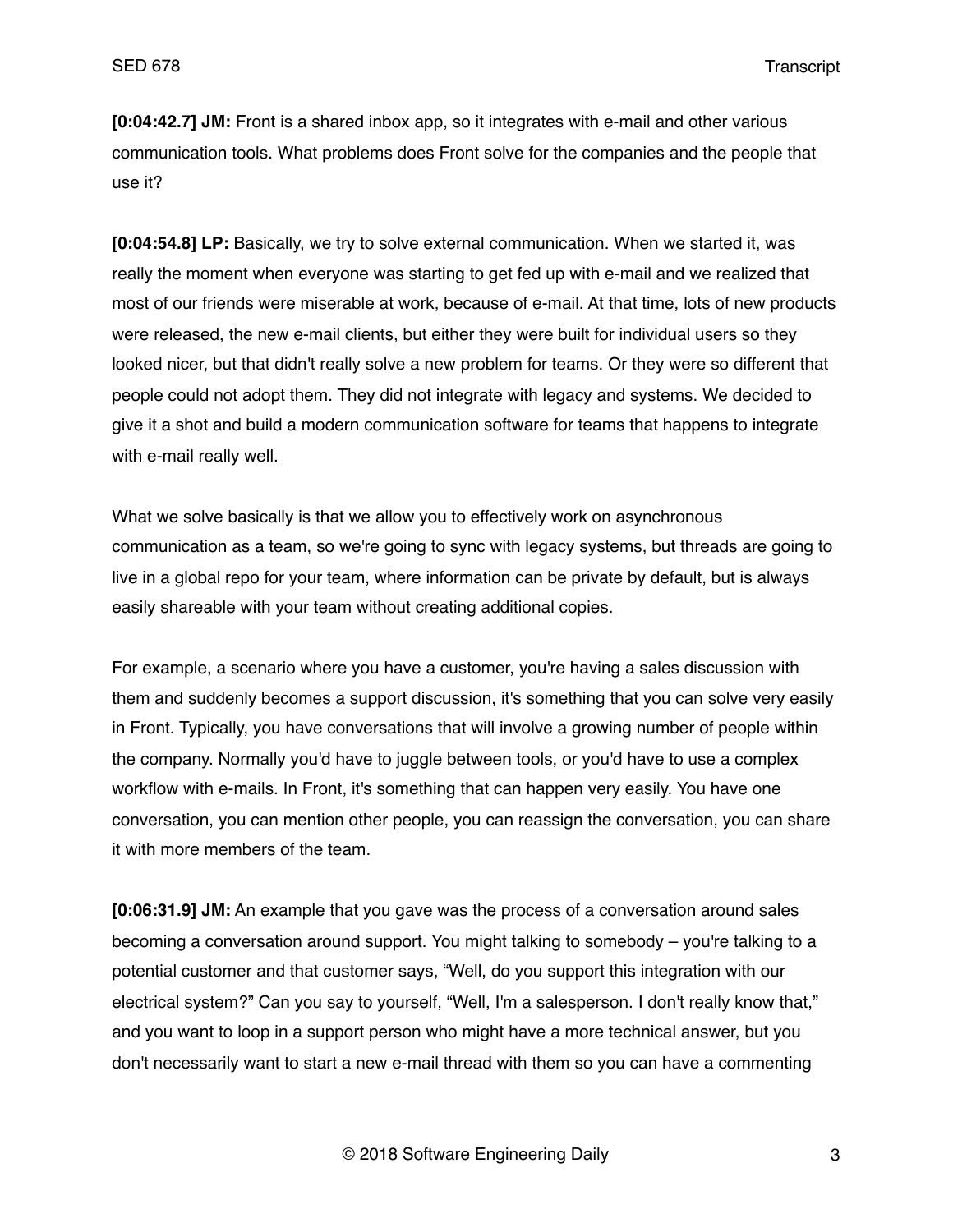**[0:04:42.7] JM:** Front is a shared inbox app, so it integrates with e-mail and other various communication tools. What problems does Front solve for the companies and the people that use it?

**[0:04:54.8] LP:** Basically, we try to solve external communication. When we started it, was really the moment when everyone was starting to get fed up with e-mail and we realized that most of our friends were miserable at work, because of e-mail. At that time, lots of new products were released, the new e-mail clients, but either they were built for individual users so they looked nicer, but that didn't really solve a new problem for teams. Or they were so different that people could not adopt them. They did not integrate with legacy and systems. We decided to give it a shot and build a modern communication software for teams that happens to integrate with e-mail really well.

What we solve basically is that we allow you to effectively work on asynchronous communication as a team, so we're going to sync with legacy systems, but threads are going to live in a global repo for your team, where information can be private by default, but is always easily shareable with your team without creating additional copies.

For example, a scenario where you have a customer, you're having a sales discussion with them and suddenly becomes a support discussion, it's something that you can solve very easily in Front. Typically, you have conversations that will involve a growing number of people within the company. Normally you'd have to juggle between tools, or you'd have to use a complex workflow with e-mails. In Front, it's something that can happen very easily. You have one conversation, you can mention other people, you can reassign the conversation, you can share it with more members of the team.

**[0:06:31.9] JM:** An example that you gave was the process of a conversation around sales becoming a conversation around support. You might talking to somebody – you're talking to a potential customer and that customer says, "Well, do you support this integration with our electrical system?" Can you say to yourself, "Well, I'm a salesperson. I don't really know that," and you want to loop in a support person who might have a more technical answer, but you don't necessarily want to start a new e-mail thread with them so you can have a commenting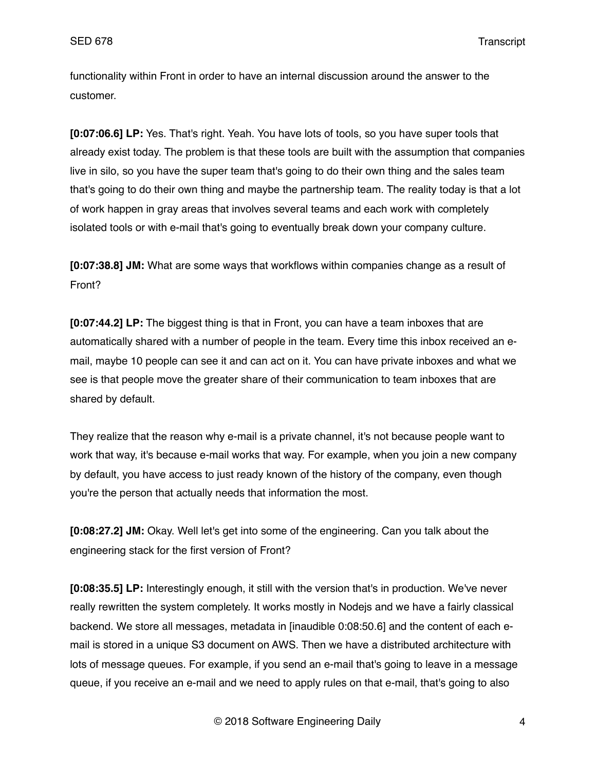functionality within Front in order to have an internal discussion around the answer to the customer.

**[0:07:06.6] LP:** Yes. That's right. Yeah. You have lots of tools, so you have super tools that already exist today. The problem is that these tools are built with the assumption that companies live in silo, so you have the super team that's going to do their own thing and the sales team that's going to do their own thing and maybe the partnership team. The reality today is that a lot of work happen in gray areas that involves several teams and each work with completely isolated tools or with e-mail that's going to eventually break down your company culture.

**[0:07:38.8] JM:** What are some ways that workflows within companies change as a result of Front?

**[0:07:44.2] LP:** The biggest thing is that in Front, you can have a team inboxes that are automatically shared with a number of people in the team. Every time this inbox received an e-mail, maybe 10 people can see it and can act on it. You can have private inboxes and what we see is that people move the greater share of their communication to team inboxes that are shared by default.

They realize that the reason why e-mail is a private channel, it's not because people want to work that way, it's because e-mail works that way. For example, when you join a new company by default, you have access to just ready known of the history of the company, even though you're the person that actually needs that information the most.

**[0:08:27.2] JM:** Okay. Well let's get into some of the engineering. Can you talk about the engineering stack for the first version of Front?

**[0:08:35.5] LP:** Interestingly enough, it still with the version that's in production. We've never really rewritten the system completely. It works mostly in Nodejs and we have a fairly classical backend. We store all messages, metadata in [inaudible 0:08:50.6] and the content of each e-mail is stored in a unique S3 document on AWS. Then we have a distributed architecture with lots of message queues. For example, if you send an e-mail that's going to leave in a message queue, if you receive an e-mail and we need to apply rules on that e-mail, that's going to also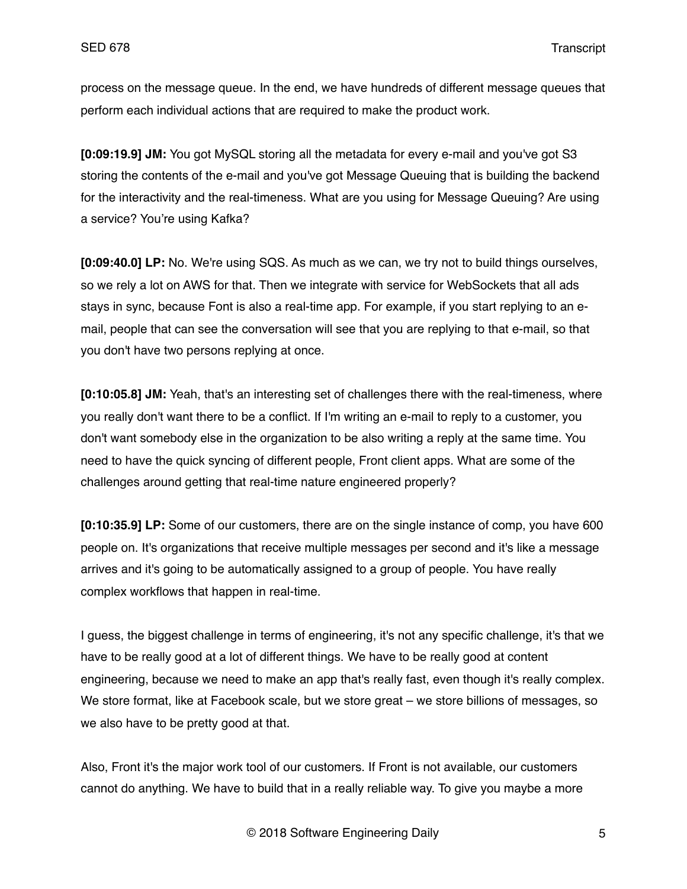process on the message queue. In the end, we have hundreds of different message queues that perform each individual actions that are required to make the product work.

**[0:09:19.9] JM:** You got MySQL storing all the metadata for every e-mail and you've got S3 storing the contents of the e-mail and you've got Message Queuing that is building the backend for the interactivity and the real-timeness. What are you using for Message Queuing? Are using a service? You're using Kafka?

**[0:09:40.0] LP:** No. We're using SQS. As much as we can, we try not to build things ourselves, so we rely a lot on AWS for that. Then we integrate with service for WebSockets that all ads stays in sync, because Font is also a real-time app. For example, if you start replying to an e-mail, people that can see the conversation will see that you are replying to that e-mail, so that you don't have two persons replying at once.

**[0:10:05.8] JM:** Yeah, that's an interesting set of challenges there with the real-timeness, where you really don't want there to be a conflict. If I'm writing an e-mail to reply to a customer, you don't want somebody else in the organization to be also writing a reply at the same time. You need to have the quick syncing of different people, Front client apps. What are some of the challenges around getting that real-time nature engineered properly?

**[0:10:35.9] LP:** Some of our customers, there are on the single instance of comp, you have 600 people on. It's organizations that receive multiple messages per second and it's like a message arrives and it's going to be automatically assigned to a group of people. You have really complex workflows that happen in real-time.

I guess, the biggest challenge in terms of engineering, it's not any specific challenge, it's that we have to be really good at a lot of different things. We have to be really good at content engineering, because we need to make an app that's really fast, even though it's really complex. We store format, like at Facebook scale, but we store great – we store billions of messages, so we also have to be pretty good at that.

Also, Front it's the major work tool of our customers. If Front is not available, our customers cannot do anything. We have to build that in a really reliable way. To give you maybe a more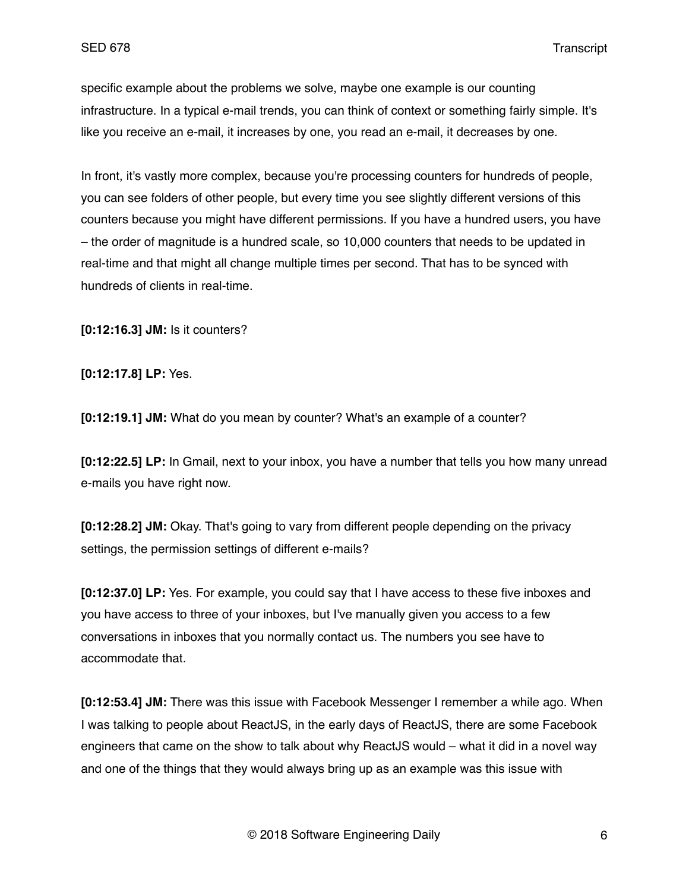specific example about the problems we solve, maybe one example is our counting infrastructure. In a typical e-mail trends, you can think of context or something fairly simple. It's like you receive an e-mail, it increases by one, you read an e-mail, it decreases by one.

In front, it's vastly more complex, because you're processing counters for hundreds of people, you can see folders of other people, but every time you see slightly different versions of this counters because you might have different permissions. If you have a hundred users, you have – the order of magnitude is a hundred scale, so 10,000 counters that needs to be updated in real-time and that might all change multiple times per second. That has to be synced with hundreds of clients in real-time.

**[0:12:16.3] JM:** Is it counters?

**[0:12:17.8] LP:** Yes.

**[0:12:19.1] JM:** What do you mean by counter? What's an example of a counter?

**[0:12:22.5] LP:** In Gmail, next to your inbox, you have a number that tells you how many unread e-mails you have right now.

**[0:12:28.2] JM:** Okay. That's going to vary from different people depending on the privacy settings, the permission settings of different e-mails?

**[0:12:37.0] LP:** Yes. For example, you could say that I have access to these five inboxes and you have access to three of your inboxes, but I've manually given you access to a few conversations in inboxes that you normally contact us. The numbers you see have to accommodate that.

**[0:12:53.4] JM:** There was this issue with Facebook Messenger I remember a while ago. When I was talking to people about ReactJS, in the early days of ReactJS, there are some Facebook engineers that came on the show to talk about why ReactJS would – what it did in a novel way and one of the things that they would always bring up as an example was this issue with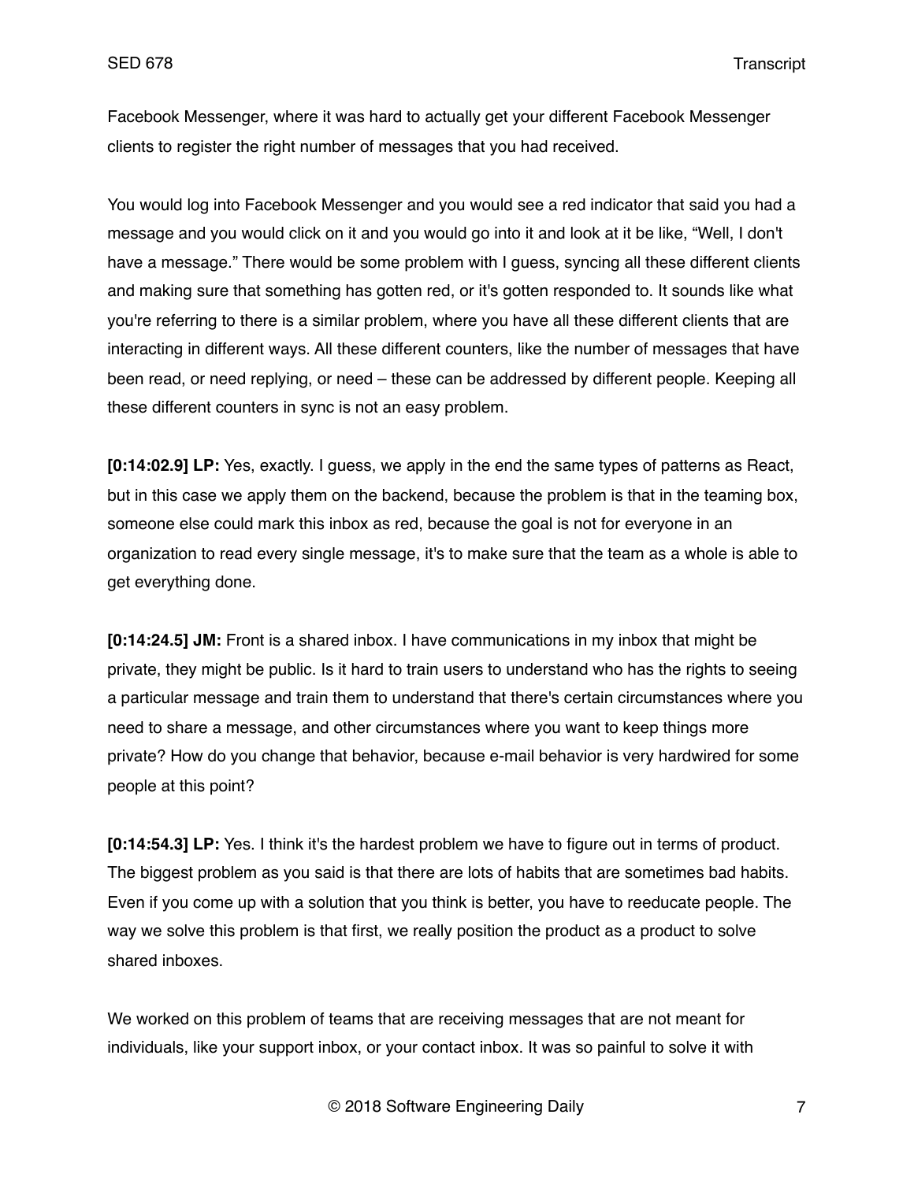Facebook Messenger, where it was hard to actually get your different Facebook Messenger clients to register the right number of messages that you had received.

You would log into Facebook Messenger and you would see a red indicator that said you had a message and you would click on it and you would go into it and look at it be like, “Well, I don't have a message.” There would be some problem with I guess, syncing all these different clients and making sure that something has gotten red, or it's gotten responded to. It sounds like what you're referring to there is a similar problem, where you have all these different clients that are interacting in different ways. All these different counters, like the number of messages that have been read, or need replying, or need – these can be addressed by different people. Keeping all these different counters in sync is not an easy problem.

**[0:14:02.9] LP:** Yes, exactly. I guess, we apply in the end the same types of patterns as React, but in this case we apply them on the backend, because the problem is that in the teaming box, someone else could mark this inbox as red, because the goal is not for everyone in an organization to read every single message, it's to make sure that the team as a whole is able to get everything done.

**[0:14:24.5] JM:** Front is a shared inbox. I have communications in my inbox that might be private, they might be public. Is it hard to train users to understand who has the rights to seeing a particular message and train them to understand that there's certain circumstances where you need to share a message, and other circumstances where you want to keep things more private? How do you change that behavior, because e-mail behavior is very hardwired for some people at this point?

**[0:14:54.3] LP:** Yes. I think it's the hardest problem we have to figure out in terms of product. The biggest problem as you said is that there are lots of habits that are sometimes bad habits. Even if you come up with a solution that you think is better, you have to reeducate people. The way we solve this problem is that first, we really position the product as a product to solve shared inboxes.

We worked on this problem of teams that are receiving messages that are not meant for individuals, like your support inbox, or your contact inbox. It was so painful to solve it with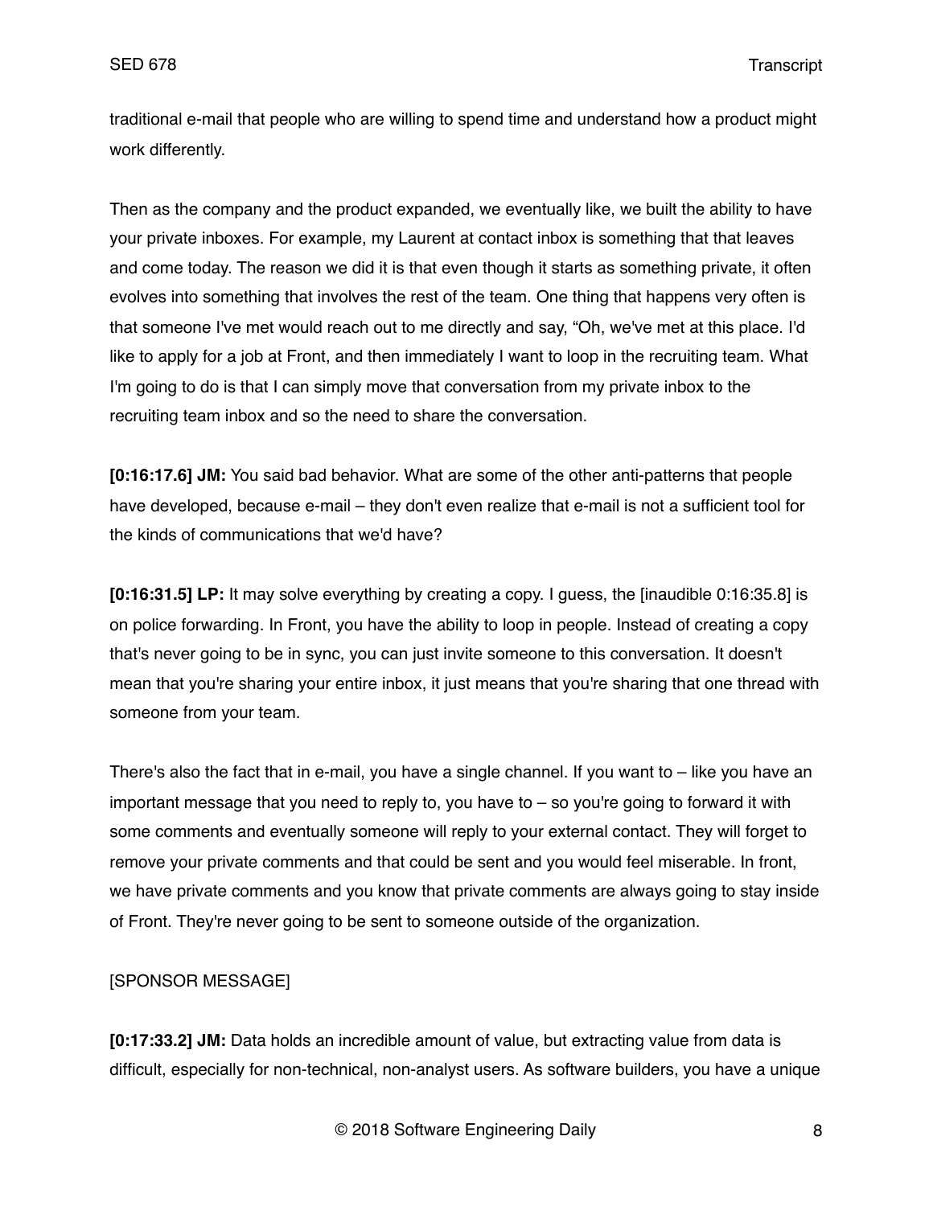traditional e-mail that people who are willing to spend time and understand how a product might work differently.

Then as the company and the product expanded, we eventually like, we built the ability to have your private inboxes. For example, my Laurent at contact inbox is something that that leaves and come today. The reason we did it is that even though it starts as something private, it often evolves into something that involves the rest of the team. One thing that happens very often is that someone I've met would reach out to me directly and say, "Oh, we've met at this place. I'd like to apply for a job at Front, and then immediately I want to loop in the recruiting team. What I'm going to do is that I can simply move that conversation from my private inbox to the recruiting team inbox and so the need to share the conversation.

**[0:16:17.6] JM:** You said bad behavior. What are some of the other anti-patterns that people have developed, because e-mail – they don't even realize that e-mail is not a sufficient tool for the kinds of communications that we'd have?

**[0:16:31.5] LP:** It may solve everything by creating a copy. I guess, the [inaudible 0:16:35.8] is on police forwarding. In Front, you have the ability to loop in people. Instead of creating a copy that's never going to be in sync, you can just invite someone to this conversation. It doesn't mean that you're sharing your entire inbox, it just means that you're sharing that one thread with someone from your team.

There's also the fact that in e-mail, you have a single channel. If you want to – like you have an important message that you need to reply to, you have to – so you're going to forward it with some comments and eventually someone will reply to your external contact. They will forget to remove your private comments and that could be sent and you would feel miserable. In front, we have private comments and you know that private comments are always going to stay inside of Front. They're never going to be sent to someone outside of the organization.

[SPONSOR MESSAGE]

**[0:17:33.2] JM:** Data holds an incredible amount of value, but extracting value from data is difficult, especially for non-technical, non-analyst users. As software builders, you have a unique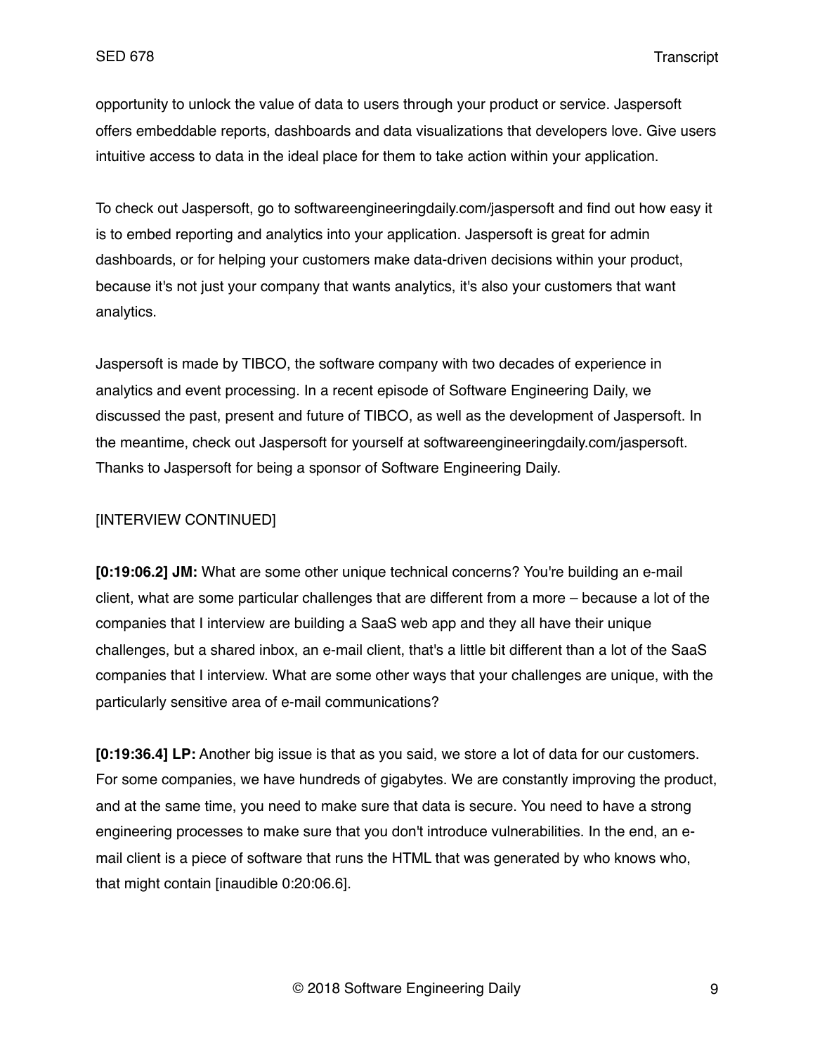opportunity to unlock the value of data to users through your product or service. Jaspersoft offers embeddable reports, dashboards and data visualizations that developers love. Give users intuitive access to data in the ideal place for them to take action within your application.

To check out Jaspersoft, go to softwareengineeringdaily.com/jaspersoft and find out how easy it is to embed reporting and analytics into your application. Jaspersoft is great for admin dashboards, or for helping your customers make data-driven decisions within your product, because it's not just your company that wants analytics, it's also your customers that want analytics.

Jaspersoft is made by TIBCO, the software company with two decades of experience in analytics and event processing. In a recent episode of Software Engineering Daily, we discussed the past, present and future of TIBCO, as well as the development of Jaspersoft. In the meantime, check out Jaspersoft for yourself at softwareengineeringdaily.com/jaspersoft. Thanks to Jaspersoft for being a sponsor of Software Engineering Daily.

[INTERVIEW CONTINUED]

**[0:19:06.2] JM:** What are some other unique technical concerns? You're building an e-mail client, what are some particular challenges that are different from a more – because a lot of the companies that I interview are building a SaaS web app and they all have their unique challenges, but a shared inbox, an e-mail client, that's a little bit different than a lot of the SaaS companies that I interview. What are some other ways that your challenges are unique, with the particularly sensitive area of e-mail communications?

**[0:19:36.4] LP:** Another big issue is that as you said, we store a lot of data for our customers. For some companies, we have hundreds of gigabytes. We are constantly improving the product, and at the same time, you need to make sure that data is secure. You need to have a strong engineering processes to make sure that you don't introduce vulnerabilities. In the end, an e-mail client is a piece of software that runs the HTML that was generated by who knows who, that might contain [inaudible 0:20:06.6].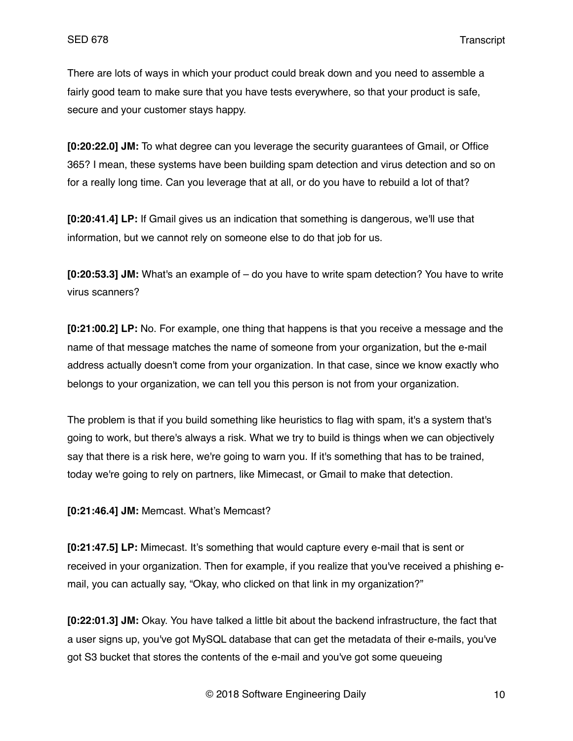There are lots of ways in which your product could break down and you need to assemble a fairly good team to make sure that you have tests everywhere, so that your product is safe, secure and your customer stays happy.

**[0:20:22.0] JM:** To what degree can you leverage the security guarantees of Gmail, or Office 365? I mean, these systems have been building spam detection and virus detection and so on for a really long time. Can you leverage that at all, or do you have to rebuild a lot of that?

**[0:20:41.4] LP:** If Gmail gives us an indication that something is dangerous, we'll use that information, but we cannot rely on someone else to do that job for us.

**[0:20:53.3] JM:** What's an example of – do you have to write spam detection? You have to write virus scanners?

**[0:21:00.2] LP:** No. For example, one thing that happens is that you receive a message and the name of that message matches the name of someone from your organization, but the e-mail address actually doesn't come from your organization. In that case, since we know exactly who belongs to your organization, we can tell you this person is not from your organization.

The problem is that if you build something like heuristics to flag with spam, it's a system that's going to work, but there's always a risk. What we try to build is things when we can objectively say that there is a risk here, we're going to warn you. If it's something that has to be trained, today we're going to rely on partners, like Mimecast, or Gmail to make that detection.

**[0:21:46.4] JM:** Memcast. What's Memcast?

**[0:21:47.5] LP:** Mimecast. It's something that would capture every e-mail that is sent or received in your organization. Then for example, if you realize that you've received a phishing e-mail, you can actually say, "Okay, who clicked on that link in my organization?"

**[0:22:01.3] JM:** Okay. You have talked a little bit about the backend infrastructure, the fact that a user signs up, you've got MySQL database that can get the metadata of their e-mails, you've got S3 bucket that stores the contents of the e-mail and you've got some queueing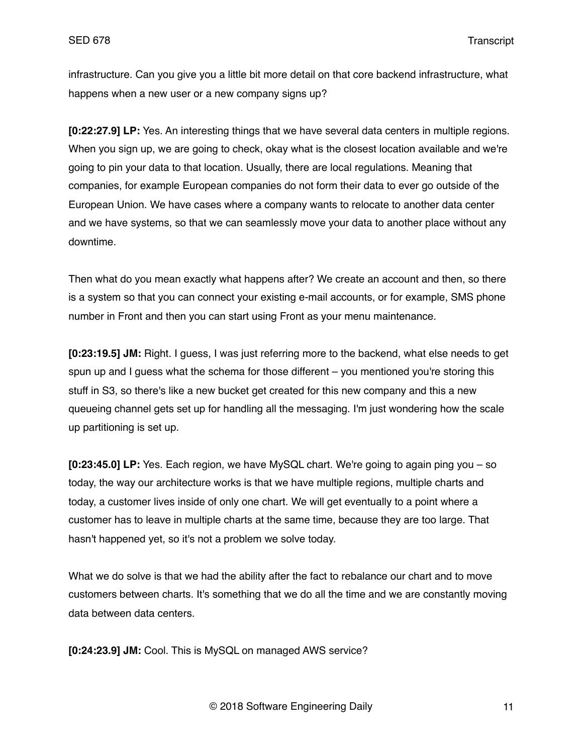infrastructure. Can you give you a little bit more detail on that core backend infrastructure, what happens when a new user or a new company signs up?

**[0:22:27.9] LP:** Yes. An interesting things that we have several data centers in multiple regions. When you sign up, we are going to check, okay what is the closest location available and we're going to pin your data to that location. Usually, there are local regulations. Meaning that companies, for example European companies do not form their data to ever go outside of the European Union. We have cases where a company wants to relocate to another data center and we have systems, so that we can seamlessly move your data to another place without any downtime.

Then what do you mean exactly what happens after? We create an account and then, so there is a system so that you can connect your existing e-mail accounts, or for example, SMS phone number in Front and then you can start using Front as your menu maintenance.

**[0:23:19.5] JM:** Right. I guess, I was just referring more to the backend, what else needs to get spun up and I guess what the schema for those different – you mentioned you're storing this stuff in S3, so there's like a new bucket get created for this new company and this a new queueing channel gets set up for handling all the messaging. I'm just wondering how the scale up partitioning is set up.

**[0:23:45.0] LP:** Yes. Each region, we have MySQL chart. We're going to again ping you – so today, the way our architecture works is that we have multiple regions, multiple charts and today, a customer lives inside of only one chart. We will get eventually to a point where a customer has to leave in multiple charts at the same time, because they are too large. That hasn't happened yet, so it's not a problem we solve today.

What we do solve is that we had the ability after the fact to rebalance our chart and to move customers between charts. It's something that we do all the time and we are constantly moving data between data centers.

**[0:24:23.9] JM:** Cool. This is MySQL on managed AWS service?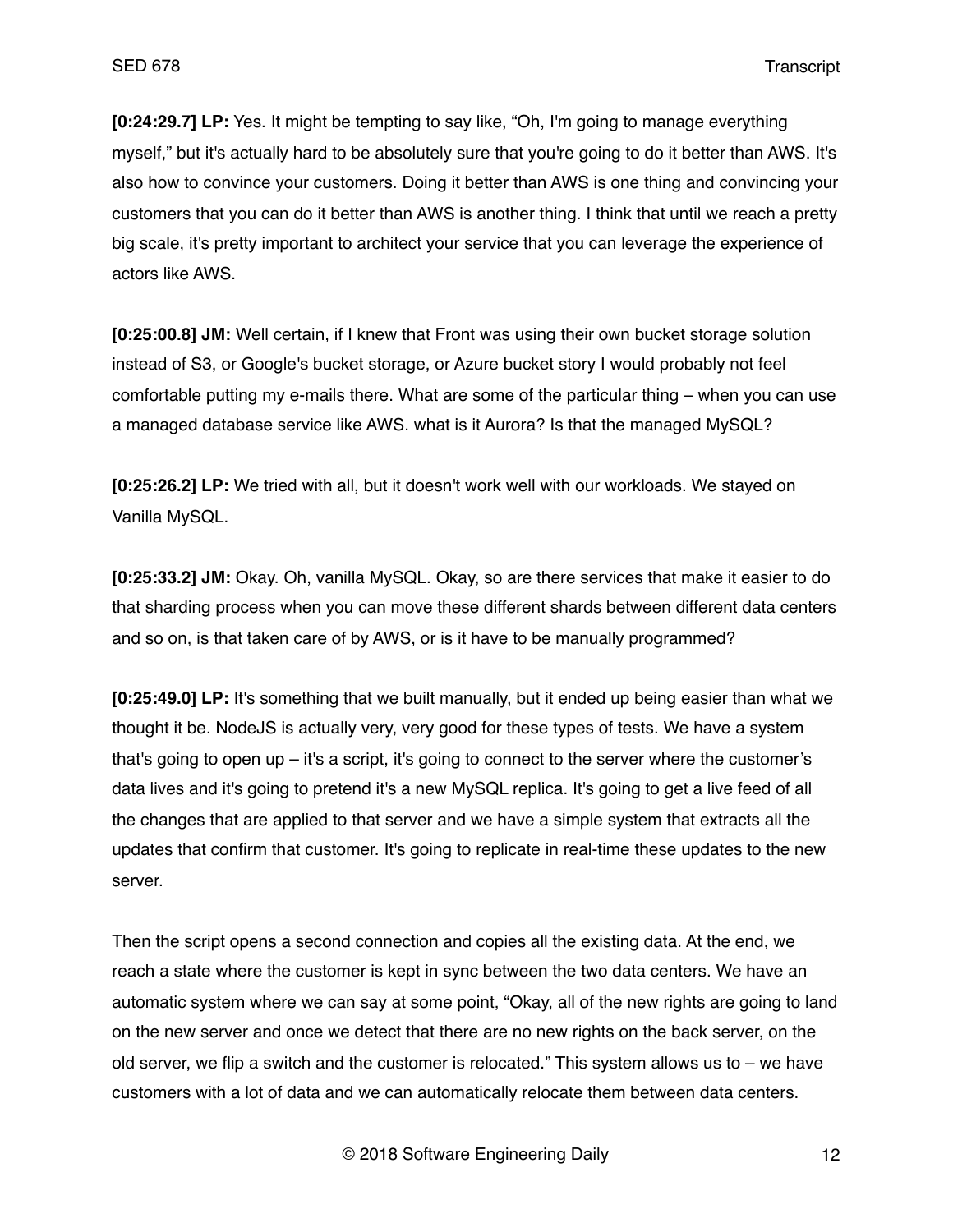**[0:24:29.7] LP:** Yes. It might be tempting to say like, “Oh, I'm going to manage everything myself,” but it's actually hard to be absolutely sure that you're going to do it better than AWS. It's also how to convince your customers. Doing it better than AWS is one thing and convincing your customers that you can do it better than AWS is another thing. I think that until we reach a pretty big scale, it's pretty important to architect your service that you can leverage the experience of actors like AWS.

**[0:25:00.8] JM:** Well certain, if I knew that Front was using their own bucket storage solution instead of S3, or Google's bucket storage, or Azure bucket story I would probably not feel comfortable putting my e-mails there. What are some of the particular thing – when you can use a managed database service like AWS. what is it Aurora? Is that the managed MySQL?

**[0:25:26.2] LP:** We tried with all, but it doesn't work well with our workloads. We stayed on Vanilla MySQL.

**[0:25:33.2] JM:** Okay. Oh, vanilla MySQL. Okay, so are there services that make it easier to do that sharding process when you can move these different shards between different data centers and so on, is that taken care of by AWS, or is it have to be manually programmed?

**[0:25:49.0] LP:** It's something that we built manually, but it ended up being easier than what we thought it be. NodeJS is actually very, very good for these types of tests. We have a system that's going to open up – it's a script, it's going to connect to the server where the customer’s data lives and it's going to pretend it's a new MySQL replica. It's going to get a live feed of all the changes that are applied to that server and we have a simple system that extracts all the updates that confirm that customer. It's going to replicate in real-time these updates to the new server.

Then the script opens a second connection and copies all the existing data. At the end, we reach a state where the customer is kept in sync between the two data centers. We have an automatic system where we can say at some point, “Okay, all of the new rights are going to land on the new server and once we detect that there are no new rights on the back server, on the old server, we flip a switch and the customer is relocated.” This system allows us to – we have customers with a lot of data and we can automatically relocate them between data centers.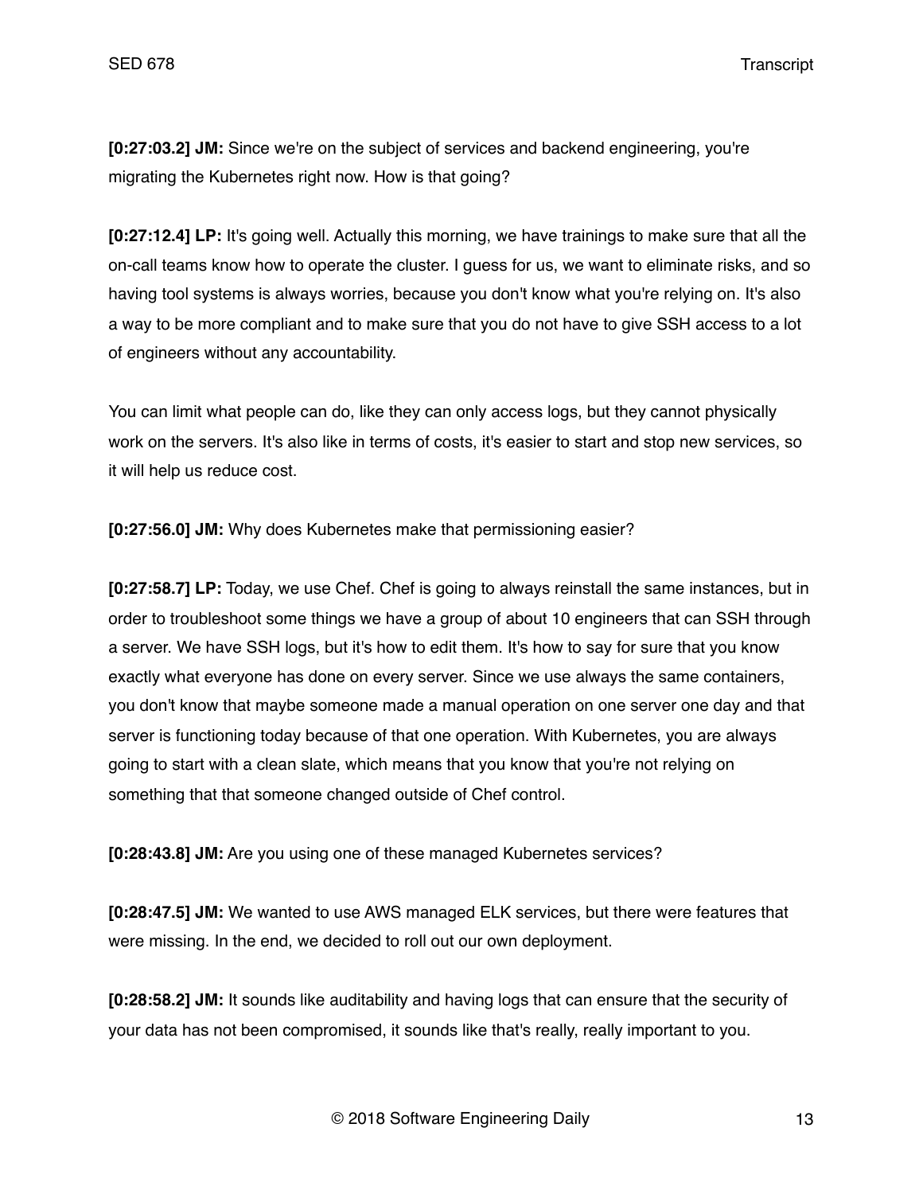**[0:27:03.2] JM:** Since we're on the subject of services and backend engineering, you're migrating the Kubernetes right now. How is that going?

**[0:27:12.4] LP:** It's going well. Actually this morning, we have trainings to make sure that all the on-call teams know how to operate the cluster. I guess for us, we want to eliminate risks, and so having tool systems is always worries, because you don't know what you're relying on. It's also a way to be more compliant and to make sure that you do not have to give SSH access to a lot of engineers without any accountability.

You can limit what people can do, like they can only access logs, but they cannot physically work on the servers. It's also like in terms of costs, it's easier to start and stop new services, so it will help us reduce cost.

**[0:27:56.0] JM:** Why does Kubernetes make that permissioning easier?

**[0:27:58.7] LP:** Today, we use Chef. Chef is going to always reinstall the same instances, but in order to troubleshoot some things we have a group of about 10 engineers that can SSH through a server. We have SSH logs, but it's how to edit them. It's how to say for sure that you know exactly what everyone has done on every server. Since we use always the same containers, you don't know that maybe someone made a manual operation on one server one day and that server is functioning today because of that one operation. With Kubernetes, you are always going to start with a clean slate, which means that you know that you're not relying on something that that someone changed outside of Chef control.

**[0:28:43.8] JM:** Are you using one of these managed Kubernetes services?

**[0:28:47.5] JM:** We wanted to use AWS managed ELK services, but there were features that were missing. In the end, we decided to roll out our own deployment.

**[0:28:58.2] JM:** It sounds like auditability and having logs that can ensure that the security of your data has not been compromised, it sounds like that's really, really important to you.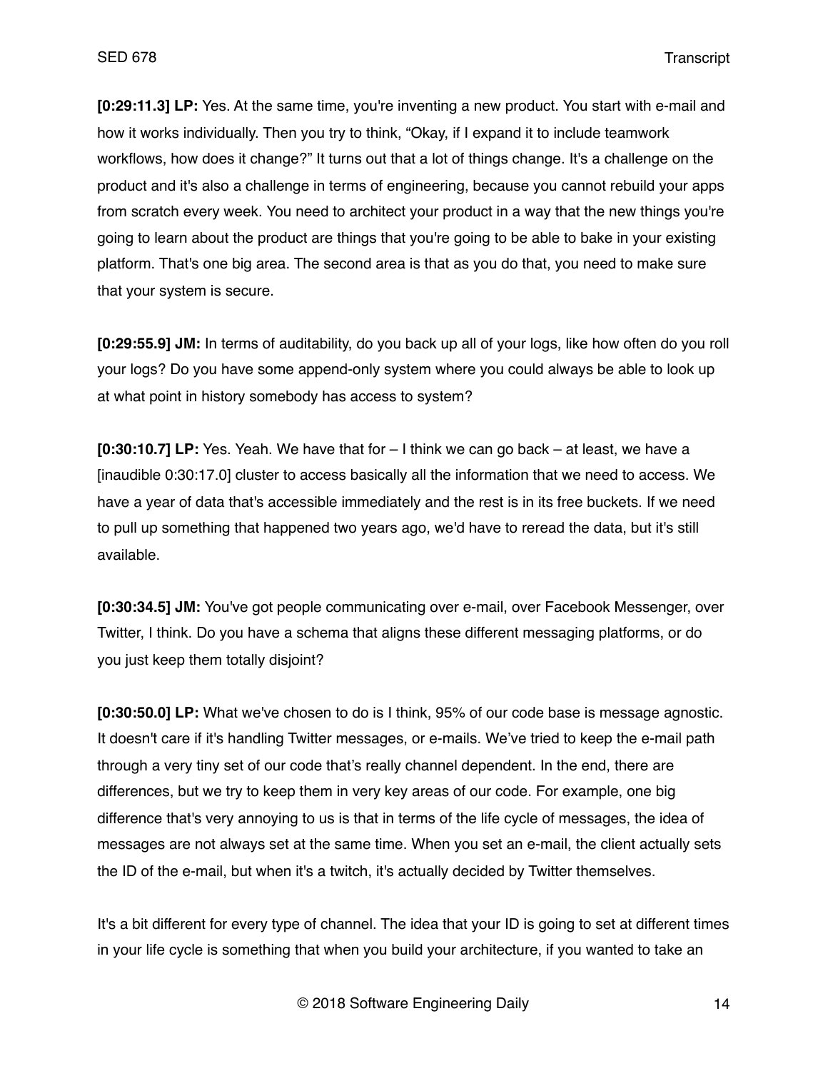**[0:29:11.3] LP:** Yes. At the same time, you're inventing a new product. You start with e-mail and how it works individually. Then you try to think, "Okay, if I expand it to include teamwork workflows, how does it change?" It turns out that a lot of things change. It's a challenge on the product and it's also a challenge in terms of engineering, because you cannot rebuild your apps from scratch every week. You need to architect your product in a way that the new things you're going to learn about the product are things that you're going to be able to bake in your existing platform. That's one big area. The second area is that as you do that, you need to make sure that your system is secure.

**[0:29:55.9] JM:** In terms of auditability, do you back up all of your logs, like how often do you roll your logs? Do you have some append-only system where you could always be able to look up at what point in history somebody has access to system?

**[0:30:10.7] LP:** Yes. Yeah. We have that for – I think we can go back – at least, we have a [inaudible 0:30:17.0] cluster to access basically all the information that we need to access. We have a year of data that's accessible immediately and the rest is in its free buckets. If we need to pull up something that happened two years ago, we'd have to reread the data, but it's still available.

**[0:30:34.5] JM:** You've got people communicating over e-mail, over Facebook Messenger, over Twitter, I think. Do you have a schema that aligns these different messaging platforms, or do you just keep them totally disjoint?

**[0:30:50.0] LP:** What we've chosen to do is I think, 95% of our code base is message agnostic. It doesn't care if it's handling Twitter messages, or e-mails. We've tried to keep the e-mail path through a very tiny set of our code that's really channel dependent. In the end, there are differences, but we try to keep them in very key areas of our code. For example, one big difference that's very annoying to us is that in terms of the life cycle of messages, the idea of messages are not always set at the same time. When you set an e-mail, the client actually sets the ID of the e-mail, but when it's a twitch, it's actually decided by Twitter themselves.

It's a bit different for every type of channel. The idea that your ID is going to set at different times in your life cycle is something that when you build your architecture, if you wanted to take an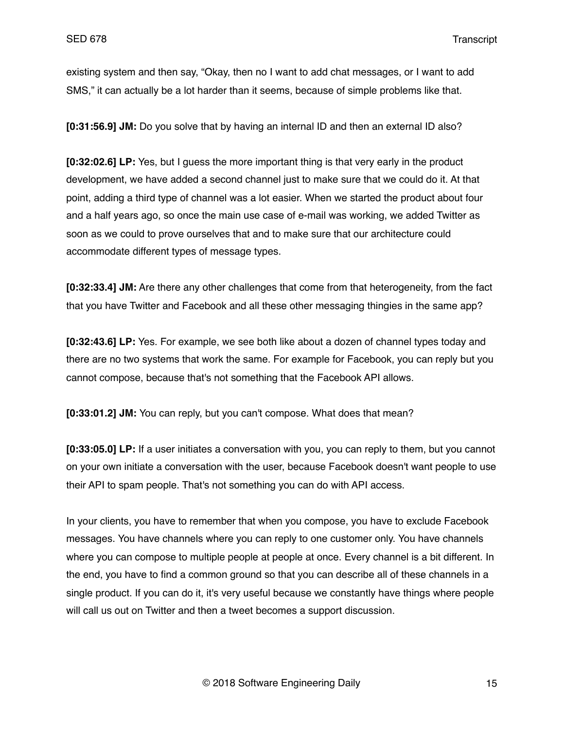existing system and then say, "Okay, then no I want to add chat messages, or I want to add SMS," it can actually be a lot harder than it seems, because of simple problems like that.

**[0:31:56.9] JM:** Do you solve that by having an internal ID and then an external ID also?

**[0:32:02.6] LP:** Yes, but I guess the more important thing is that very early in the product development, we have added a second channel just to make sure that we could do it. At that point, adding a third type of channel was a lot easier. When we started the product about four and a half years ago, so once the main use case of e-mail was working, we added Twitter as soon as we could to prove ourselves that and to make sure that our architecture could accommodate different types of message types.

**[0:32:33.4] JM:** Are there any other challenges that come from that heterogeneity, from the fact that you have Twitter and Facebook and all these other messaging thingies in the same app?

**[0:32:43.6] LP:** Yes. For example, we see both like about a dozen of channel types today and there are no two systems that work the same. For example for Facebook, you can reply but you cannot compose, because that's not something that the Facebook API allows.

**[0:33:01.2] JM:** You can reply, but you can't compose. What does that mean?

**[0:33:05.0] LP:** If a user initiates a conversation with you, you can reply to them, but you cannot on your own initiate a conversation with the user, because Facebook doesn't want people to use their API to spam people. That's not something you can do with API access.

In your clients, you have to remember that when you compose, you have to exclude Facebook messages. You have channels where you can reply to one customer only. You have channels where you can compose to multiple people at people at once. Every channel is a bit different. In the end, you have to find a common ground so that you can describe all of these channels in a single product. If you can do it, it's very useful because we constantly have things where people will call us out on Twitter and then a tweet becomes a support discussion.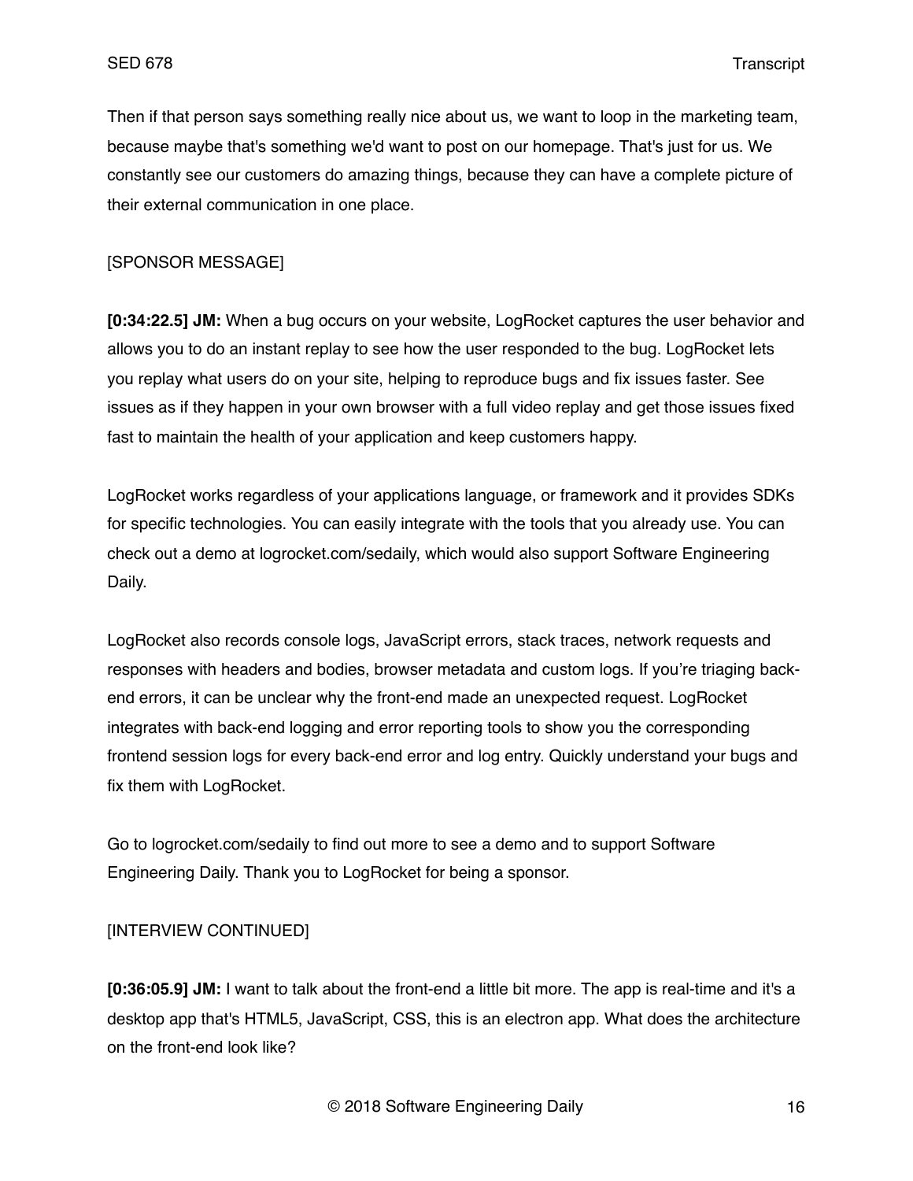Then if that person says something really nice about us, we want to loop in the marketing team, because maybe that's something we'd want to post on our homepage. That's just for us. We constantly see our customers do amazing things, because they can have a complete picture of their external communication in one place.

[SPONSOR MESSAGE]

**[0:34:22.5] JM:** When a bug occurs on your website, LogRocket captures the user behavior and allows you to do an instant replay to see how the user responded to the bug. LogRocket lets you replay what users do on your site, helping to reproduce bugs and fix issues faster. See issues as if they happen in your own browser with a full video replay and get those issues fixed fast to maintain the health of your application and keep customers happy.

LogRocket works regardless of your applications language, or framework and it provides SDKs for specific technologies. You can easily integrate with the tools that you already use. You can check out a demo at logrocket.com/sedaily, which would also support Software Engineering Daily.

LogRocket also records console logs, JavaScript errors, stack traces, network requests and responses with headers and bodies, browser metadata and custom logs. If you're triaging back-end errors, it can be unclear why the front-end made an unexpected request. LogRocket integrates with back-end logging and error reporting tools to show you the corresponding frontend session logs for every back-end error and log entry. Quickly understand your bugs and fix them with LogRocket.

Go to logrocket.com/sedaily to find out more to see a demo and to support Software Engineering Daily. Thank you to LogRocket for being a sponsor.

[INTERVIEW CONTINUED]

**[0:36:05.9] JM:** I want to talk about the front-end a little bit more. The app is real-time and it's a desktop app that's HTML5, JavaScript, CSS, this is an electron app. What does the architecture on the front-end look like?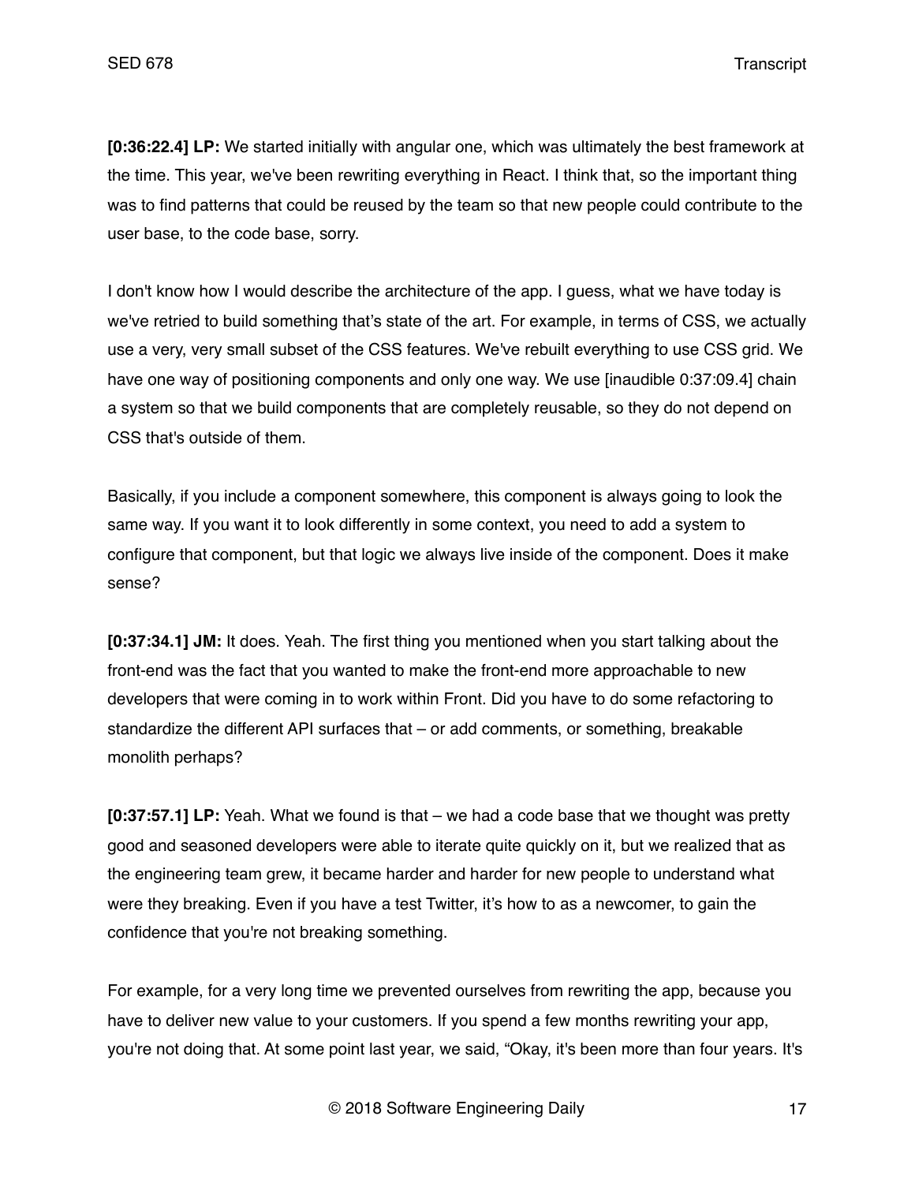**[0:36:22.4] LP:** We started initially with angular one, which was ultimately the best framework at the time. This year, we've been rewriting everything in React. I think that, so the important thing was to find patterns that could be reused by the team so that new people could contribute to the user base, to the code base, sorry.

I don't know how I would describe the architecture of the app. I guess, what we have today is we've retried to build something that's state of the art. For example, in terms of CSS, we actually use a very, very small subset of the CSS features. We've rebuilt everything to use CSS grid. We have one way of positioning components and only one way. We use [inaudible 0:37:09.4] chain a system so that we build components that are completely reusable, so they do not depend on CSS that's outside of them.

Basically, if you include a component somewhere, this component is always going to look the same way. If you want it to look differently in some context, you need to add a system to configure that component, but that logic we always live inside of the component. Does it make sense?

**[0:37:34.1] JM:** It does. Yeah. The first thing you mentioned when you start talking about the front-end was the fact that you wanted to make the front-end more approachable to new developers that were coming in to work within Front. Did you have to do some refactoring to standardize the different API surfaces that – or add comments, or something, breakable monolith perhaps?

**[0:37:57.1] LP:** Yeah. What we found is that – we had a code base that we thought was pretty good and seasoned developers were able to iterate quite quickly on it, but we realized that as the engineering team grew, it became harder and harder for new people to understand what were they breaking. Even if you have a test Twitter, it's how to as a newcomer, to gain the confidence that you're not breaking something.

For example, for a very long time we prevented ourselves from rewriting the app, because you have to deliver new value to your customers. If you spend a few months rewriting your app, you're not doing that. At some point last year, we said, "Okay, it's been more than four years. It's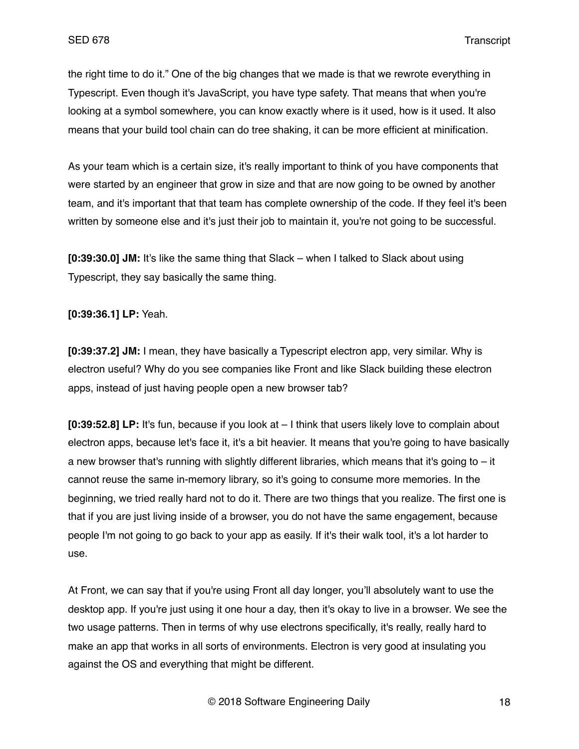the right time to do it." One of the big changes that we made is that we rewrote everything in Typescript. Even though it's JavaScript, you have type safety. That means that when you're looking at a symbol somewhere, you can know exactly where is it used, how is it used. It also means that your build tool chain can do tree shaking, it can be more efficient at minification.

As your team which is a certain size, it's really important to think of you have components that were started by an engineer that grow in size and that are now going to be owned by another team, and it's important that that team has complete ownership of the code. If they feel it's been written by someone else and it's just their job to maintain it, you're not going to be successful.

**[0:39:30.0] JM:** It's like the same thing that Slack – when I talked to Slack about using Typescript, they say basically the same thing.

**[0:39:36.1] LP:** Yeah.

**[0:39:37.2] JM:** I mean, they have basically a Typescript electron app, very similar. Why is electron useful? Why do you see companies like Front and like Slack building these electron apps, instead of just having people open a new browser tab?

**[0:39:52.8] LP:** It's fun, because if you look at – I think that users likely love to complain about electron apps, because let's face it, it's a bit heavier. It means that you're going to have basically a new browser that's running with slightly different libraries, which means that it's going to – it cannot reuse the same in-memory library, so it's going to consume more memories. In the beginning, we tried really hard not to do it. There are two things that you realize. The first one is that if you are just living inside of a browser, you do not have the same engagement, because people I'm not going to go back to your app as easily. If it's their walk tool, it's a lot harder to use.

At Front, we can say that if you're using Front all day longer, you'll absolutely want to use the desktop app. If you're just using it one hour a day, then it's okay to live in a browser. We see the two usage patterns. Then in terms of why use electrons specifically, it's really, really hard to make an app that works in all sorts of environments. Electron is very good at insulating you against the OS and everything that might be different.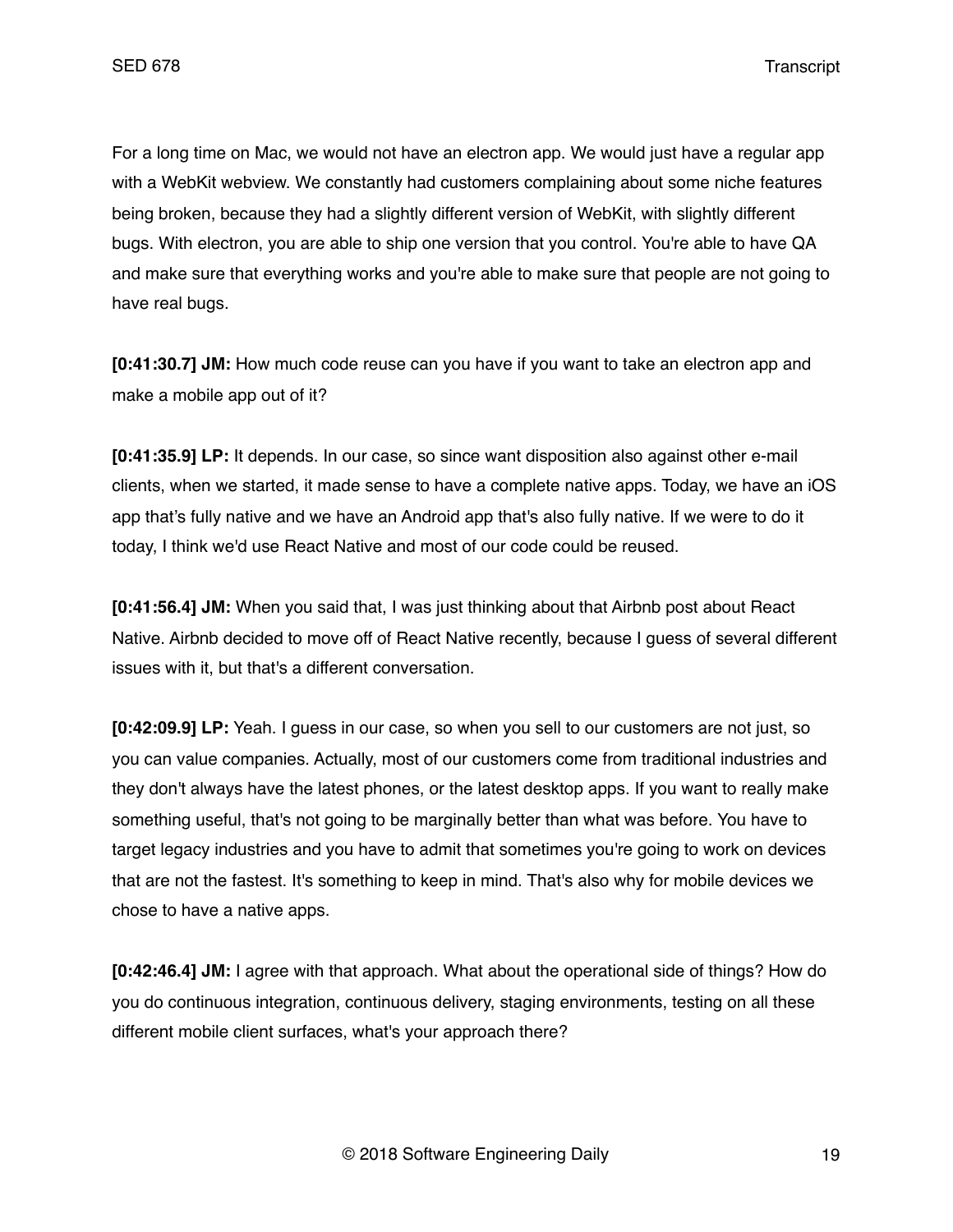For a long time on Mac, we would not have an electron app. We would just have a regular app with a WebKit webview. We constantly had customers complaining about some niche features being broken, because they had a slightly different version of WebKit, with slightly different bugs. With electron, you are able to ship one version that you control. You're able to have QA and make sure that everything works and you're able to make sure that people are not going to have real bugs.

**[0:41:30.7] JM:** How much code reuse can you have if you want to take an electron app and make a mobile app out of it?

**[0:41:35.9] LP:** It depends. In our case, so since want disposition also against other e-mail clients, when we started, it made sense to have a complete native apps. Today, we have an iOS app that's fully native and we have an Android app that's also fully native. If we were to do it today, I think we'd use React Native and most of our code could be reused.

**[0:41:56.4] JM:** When you said that, I was just thinking about that Airbnb post about React Native. Airbnb decided to move off of React Native recently, because I guess of several different issues with it, but that's a different conversation.

**[0:42:09.9] LP:** Yeah. I guess in our case, so when you sell to our customers are not just, so you can value companies. Actually, most of our customers come from traditional industries and they don't always have the latest phones, or the latest desktop apps. If you want to really make something useful, that's not going to be marginally better than what was before. You have to target legacy industries and you have to admit that sometimes you're going to work on devices that are not the fastest. It's something to keep in mind. That's also why for mobile devices we chose to have a native apps.

**[0:42:46.4] JM:** I agree with that approach. What about the operational side of things? How do you do continuous integration, continuous delivery, staging environments, testing on all these different mobile client surfaces, what's your approach there?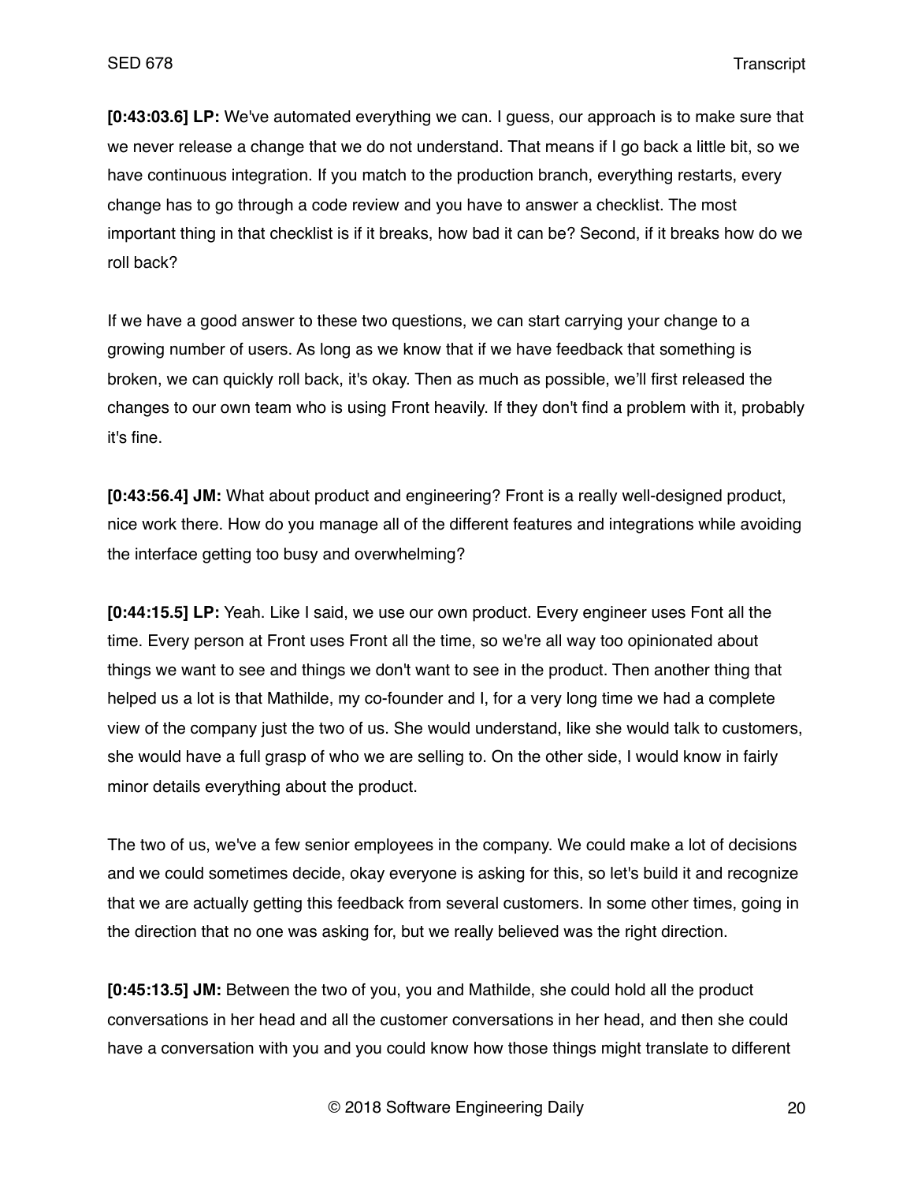**[0:43:03.6] LP:** We've automated everything we can. I guess, our approach is to make sure that we never release a change that we do not understand. That means if I go back a little bit, so we have continuous integration. If you match to the production branch, everything restarts, every change has to go through a code review and you have to answer a checklist. The most important thing in that checklist is if it breaks, how bad it can be? Second, if it breaks how do we roll back?

If we have a good answer to these two questions, we can start carrying your change to a growing number of users. As long as we know that if we have feedback that something is broken, we can quickly roll back, it's okay. Then as much as possible, we'll first released the changes to our own team who is using Front heavily. If they don't find a problem with it, probably it's fine.

**[0:43:56.4] JM:** What about product and engineering? Front is a really well-designed product, nice work there. How do you manage all of the different features and integrations while avoiding the interface getting too busy and overwhelming?

**[0:44:15.5] LP:** Yeah. Like I said, we use our own product. Every engineer uses Font all the time. Every person at Front uses Front all the time, so we're all way too opinionated about things we want to see and things we don't want to see in the product. Then another thing that helped us a lot is that Mathilde, my co-founder and I, for a very long time we had a complete view of the company just the two of us. She would understand, like she would talk to customers, she would have a full grasp of who we are selling to. On the other side, I would know in fairly minor details everything about the product.

The two of us, we've a few senior employees in the company. We could make a lot of decisions and we could sometimes decide, okay everyone is asking for this, so let's build it and recognize that we are actually getting this feedback from several customers. In some other times, going in the direction that no one was asking for, but we really believed was the right direction.

**[0:45:13.5] JM:** Between the two of you, you and Mathilde, she could hold all the product conversations in her head and all the customer conversations in her head, and then she could have a conversation with you and you could know how those things might translate to different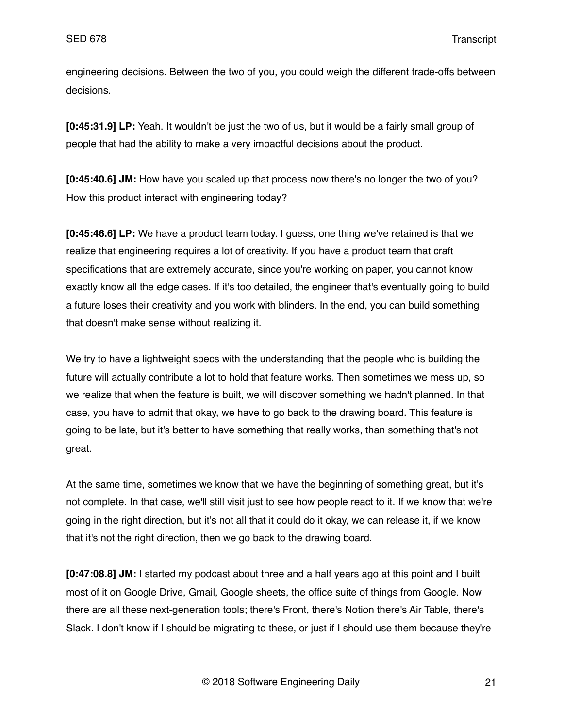engineering decisions. Between the two of you, you could weigh the different trade-offs between decisions.

**[0:45:31.9] LP:** Yeah. It wouldn't be just the two of us, but it would be a fairly small group of people that had the ability to make a very impactful decisions about the product.

**[0:45:40.6] JM:** How have you scaled up that process now there's no longer the two of you? How this product interact with engineering today?

**[0:45:46.6] LP:** We have a product team today. I guess, one thing we've retained is that we realize that engineering requires a lot of creativity. If you have a product team that craft specifications that are extremely accurate, since you're working on paper, you cannot know exactly know all the edge cases. If it's too detailed, the engineer that's eventually going to build a future loses their creativity and you work with blinders. In the end, you can build something that doesn't make sense without realizing it.

We try to have a lightweight specs with the understanding that the people who is building the future will actually contribute a lot to hold that feature works. Then sometimes we mess up, so we realize that when the feature is built, we will discover something we hadn't planned. In that case, you have to admit that okay, we have to go back to the drawing board. This feature is going to be late, but it's better to have something that really works, than something that's not great.

At the same time, sometimes we know that we have the beginning of something great, but it's not complete. In that case, we'll still visit just to see how people react to it. If we know that we're going in the right direction, but it's not all that it could do it okay, we can release it, if we know that it's not the right direction, then we go back to the drawing board.

**[0:47:08.8] JM:** I started my podcast about three and a half years ago at this point and I built most of it on Google Drive, Gmail, Google sheets, the office suite of things from Google. Now there are all these next-generation tools; there's Front, there's Notion there's Air Table, there's Slack. I don't know if I should be migrating to these, or just if I should use them because they're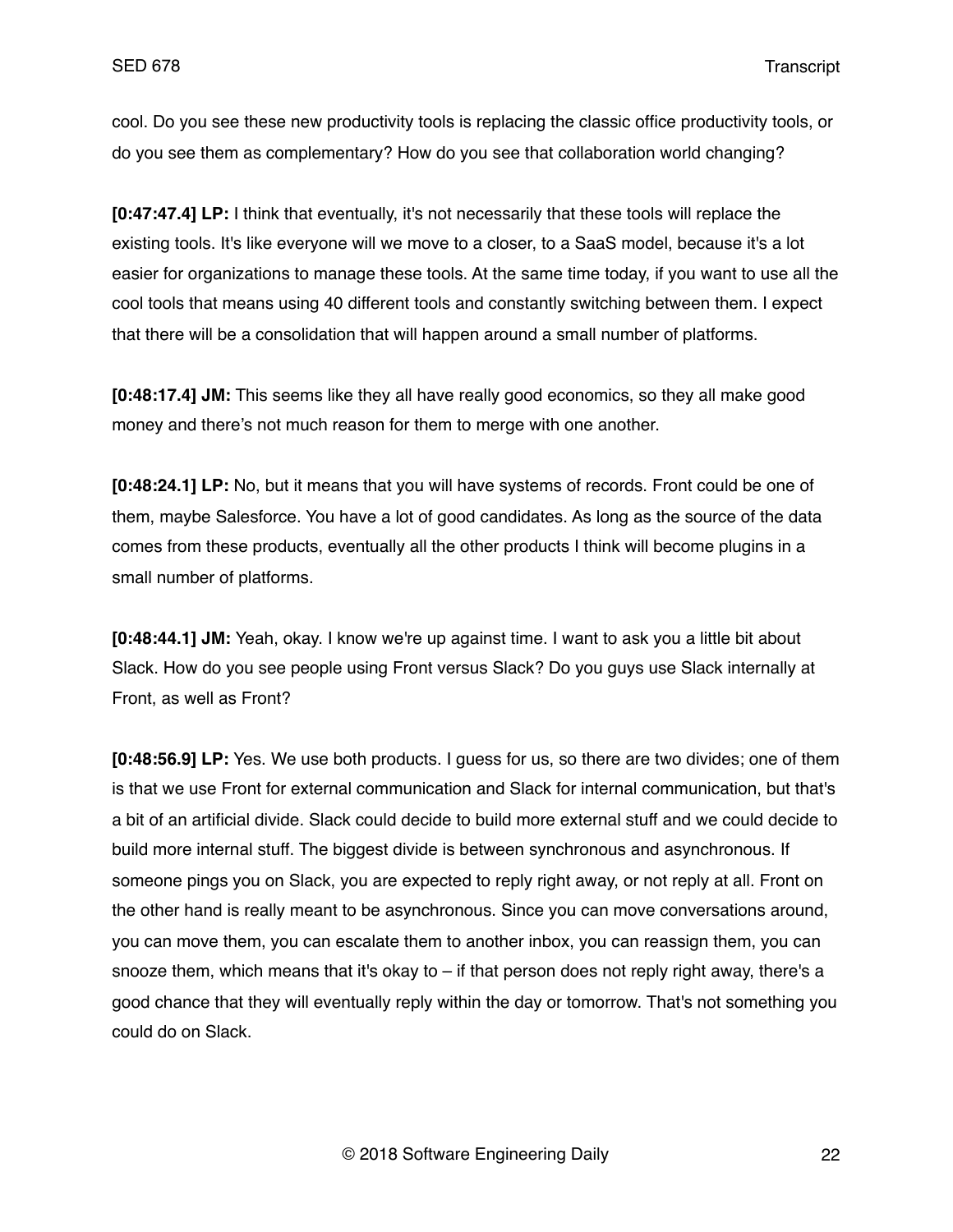cool. Do you see these new productivity tools is replacing the classic office productivity tools, or do you see them as complementary? How do you see that collaboration world changing?

**[0:47:47.4] LP:** I think that eventually, it's not necessarily that these tools will replace the existing tools. It's like everyone will we move to a closer, to a SaaS model, because it's a lot easier for organizations to manage these tools. At the same time today, if you want to use all the cool tools that means using 40 different tools and constantly switching between them. I expect that there will be a consolidation that will happen around a small number of platforms.

**[0:48:17.4] JM:** This seems like they all have really good economics, so they all make good money and there's not much reason for them to merge with one another.

**[0:48:24.1] LP:** No, but it means that you will have systems of records. Front could be one of them, maybe Salesforce. You have a lot of good candidates. As long as the source of the data comes from these products, eventually all the other products I think will become plugins in a small number of platforms.

**[0:48:44.1] JM:** Yeah, okay. I know we're up against time. I want to ask you a little bit about Slack. How do you see people using Front versus Slack? Do you guys use Slack internally at Front, as well as Front?

**[0:48:56.9] LP:** Yes. We use both products. I guess for us, so there are two divides; one of them is that we use Front for external communication and Slack for internal communication, but that's a bit of an artificial divide. Slack could decide to build more external stuff and we could decide to build more internal stuff. The biggest divide is between synchronous and asynchronous. If someone pings you on Slack, you are expected to reply right away, or not reply at all. Front on the other hand is really meant to be asynchronous. Since you can move conversations around, you can move them, you can escalate them to another inbox, you can reassign them, you can snooze them, which means that it's okay to – if that person does not reply right away, there's a good chance that they will eventually reply within the day or tomorrow. That's not something you could do on Slack.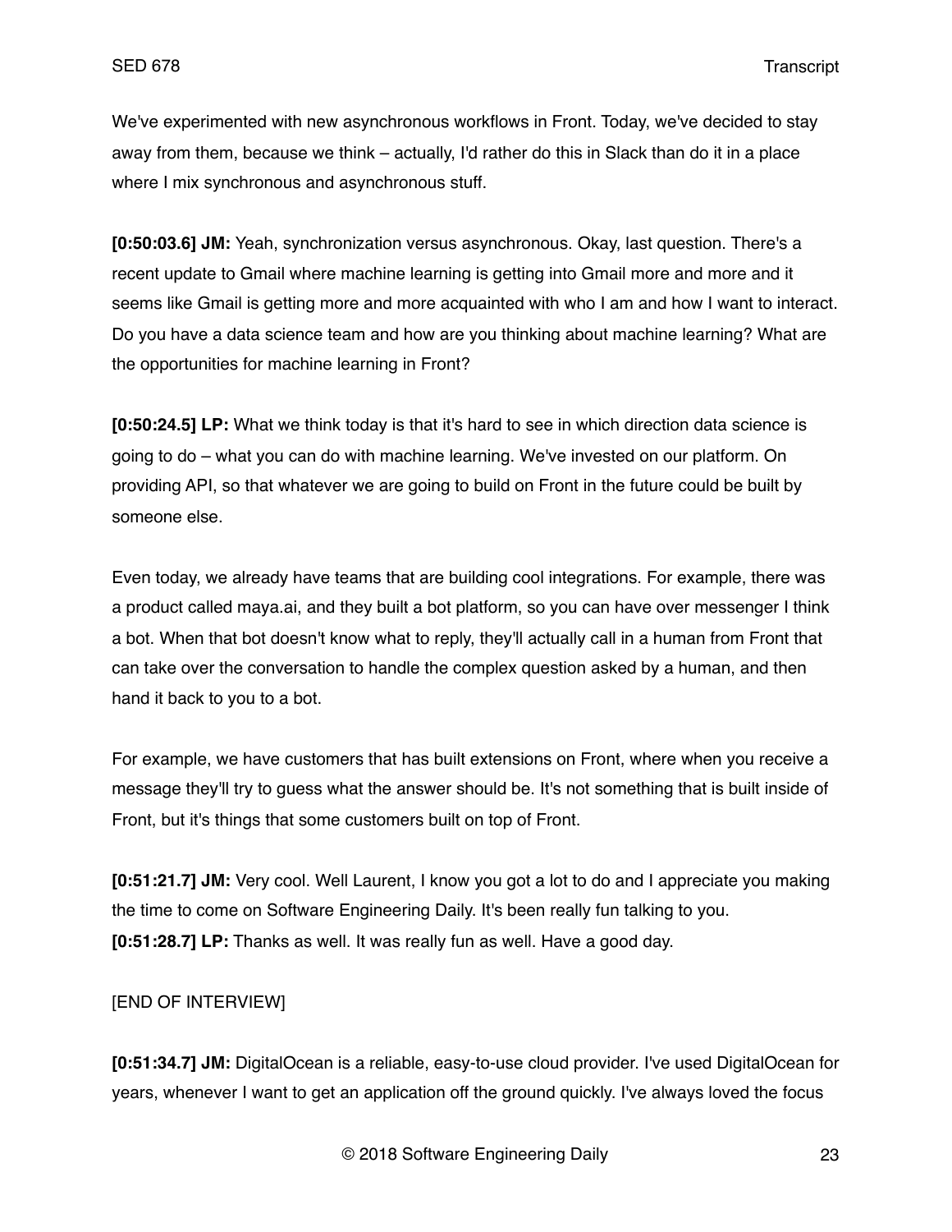We've experimented with new asynchronous workflows in Front. Today, we've decided to stay away from them, because we think – actually, I'd rather do this in Slack than do it in a place where I mix synchronous and asynchronous stuff.

**[0:50:03.6] JM:** Yeah, synchronization versus asynchronous. Okay, last question. There's a recent update to Gmail where machine learning is getting into Gmail more and more and it seems like Gmail is getting more and more acquainted with who I am and how I want to interact. Do you have a data science team and how are you thinking about machine learning? What are the opportunities for machine learning in Front?

**[0:50:24.5] LP:** What we think today is that it's hard to see in which direction data science is going to do – what you can do with machine learning. We've invested on our platform. On providing API, so that whatever we are going to build on Front in the future could be built by someone else.

Even today, we already have teams that are building cool integrations. For example, there was a product called maya.ai, and they built a bot platform, so you can have over messenger I think a bot. When that bot doesn't know what to reply, they'll actually call in a human from Front that can take over the conversation to handle the complex question asked by a human, and then hand it back to you to a bot.

For example, we have customers that has built extensions on Front, where when you receive a message they'll try to guess what the answer should be. It's not something that is built inside of Front, but it's things that some customers built on top of Front.

**[0:51:21.7] JM:** Very cool. Well Laurent, I know you got a lot to do and I appreciate you making the time to come on Software Engineering Daily. It's been really fun talking to you.
**[0:51:28.7] LP:** Thanks as well. It was really fun as well. Have a good day.

[END OF INTERVIEW]

**[0:51:34.7] JM:** DigitalOcean is a reliable, easy-to-use cloud provider. I've used DigitalOcean for years, whenever I want to get an application off the ground quickly. I've always loved the focus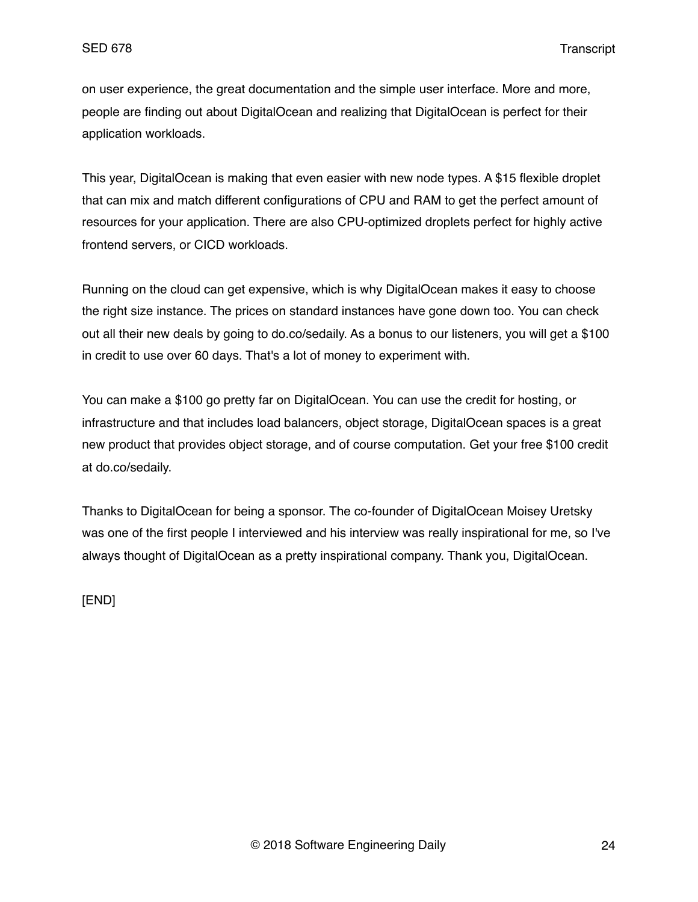on user experience, the great documentation and the simple user interface. More and more, people are finding out about DigitalOcean and realizing that DigitalOcean is perfect for their application workloads.

This year, DigitalOcean is making that even easier with new node types. A $15 flexible droplet that can mix and match different configurations of CPU and RAM to get the perfect amount of resources for your application. There are also CPU-optimized droplets perfect for highly active frontend servers, or CICD workloads.

Running on the cloud can get expensive, which is why DigitalOcean makes it easy to choose the right size instance. The prices on standard instances have gone down too. You can check out all their new deals by going to do.co/sedaily. As a bonus to our listeners, you will get a $100 in credit to use over 60 days. That's a lot of money to experiment with.

You can make a $100 go pretty far on DigitalOcean. You can use the credit for hosting, or infrastructure and that includes load balancers, object storage, DigitalOcean spaces is a great new product that provides object storage, and of course computation. Get your free $100 credit at do.co/sedaily.

Thanks to DigitalOcean for being a sponsor. The co-founder of DigitalOcean Moisey Uretsky was one of the first people I interviewed and his interview was really inspirational for me, so I've always thought of DigitalOcean as a pretty inspirational company. Thank you, DigitalOcean.

[END]